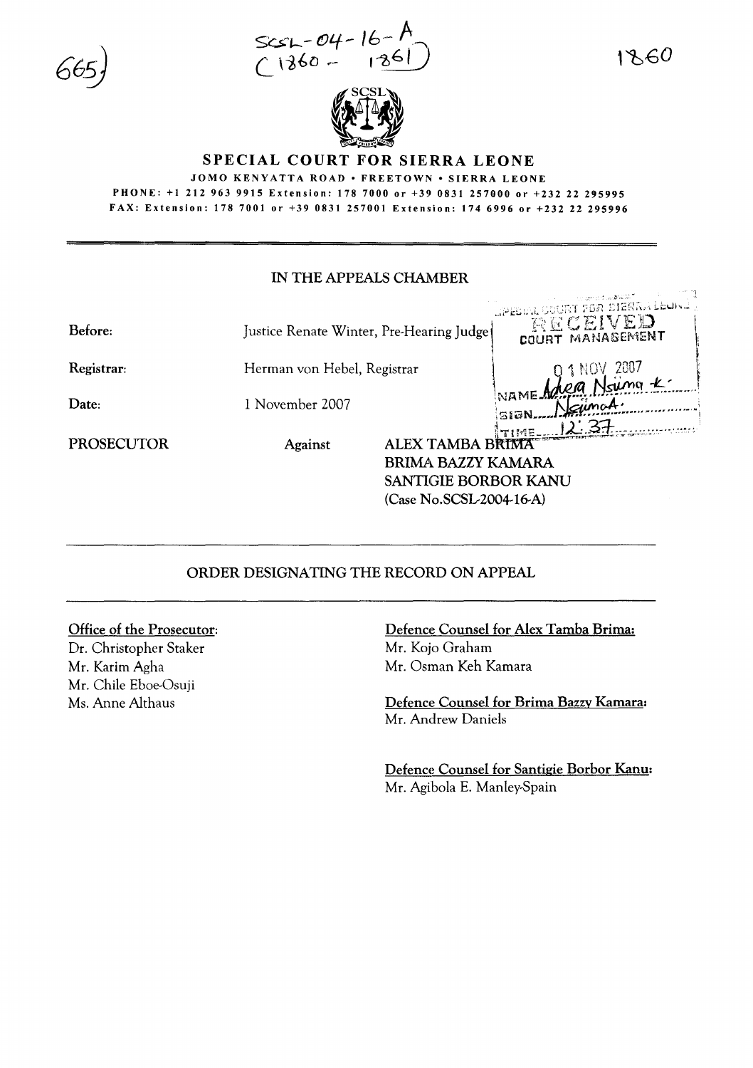SCSL-04-16-A
(1860 - 1861)

# SPECIAL COURT FOR SIERRA LEONE

JOMO KENYATTA ROAD • FREETOWN • SIERRA LEONE

PHONE: +1 212 963 9915 Extension: 178 7000 or +39 0831 257000 or +232 22 295995

FAX: Extension: 178 7001 or +39 0831 257001 Extension: 174 6996 or +232 22 295996

## IN THE APPEALS CHAMBER

Before: Justice Renate Winter, Pre-Hearing Judge

Registrar: Herman von Hebel, Registrar

Date: 1 November 2007

SPECIAL COURT FOR SIERRA LEONE
RECEIVED
COURT MANAGEMENT
01 NOV 2007
NAME Adera Nsuma K.
SIGN Nsuma
TIME 12:37

PROSECUTOR Against ALEX TAMBA BRIMA
BRIMA BAZZY KAMARA
SANTIGIE BORBOR KANU
(Case No.SCSL-2004-16-A)

## ORDER DESIGNATING THE RECORD ON APPEAL

Office of the Prosecutor:
Dr. Christopher Staker
Mr. Karim Agha
Mr. Chile Eboe-Osuji
Ms. Anne Althaus

Defence Counsel for Alex Tamba Brima:
Mr. Kojo Graham
Mr. Osman Keh Kamara

Defence Counsel for Brima Bazzy Kamara:
Mr. Andrew Daniels

Defence Counsel for Santigie Borbor Kanu:
Mr. Agibola E. Manley-Spain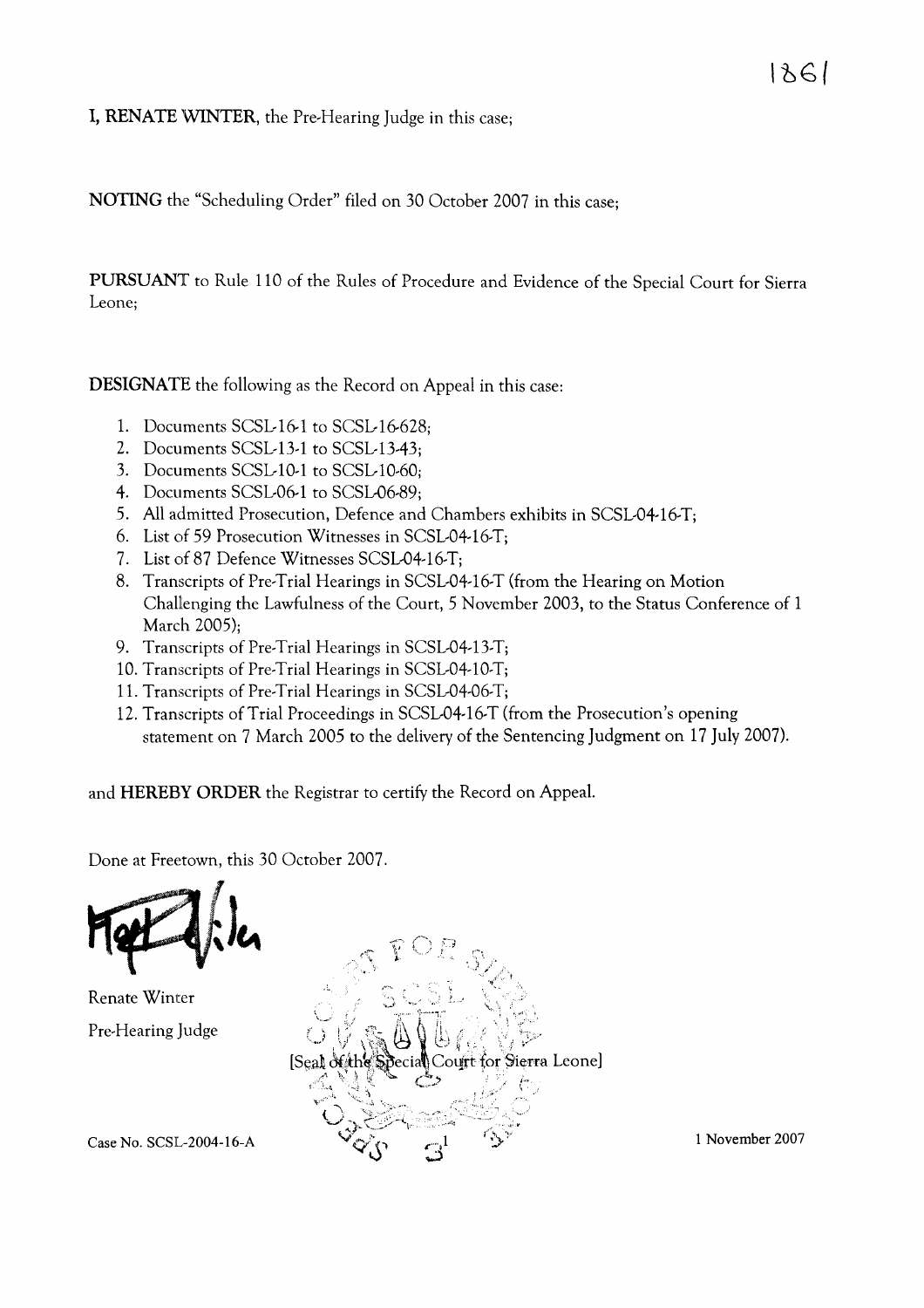**I, RENATE WINTER**, the Pre-Hearing Judge in this case;

**NOTING** the "Scheduling Order" filed on 30 October 2007 in this case;

**PURSUANT** to Rule 110 of the Rules of Procedure and Evidence of the Special Court for Sierra Leone;

**DESIGNATE** the following as the Record on Appeal in this case:

1. Documents SCSL-16-1 to SCSL-16-628;
2. Documents SCSL-13-1 to SCSL-13-43;
3. Documents SCSL-10-1 to SCSL-10-60;
4. Documents SCSL-06-1 to SCSL-06-89;
5. All admitted Prosecution, Defence and Chambers exhibits in SCSL-04-16-T;
6. List of 59 Prosecution Witnesses in SCSL-04-16-T;
7. List of 87 Defence Witnesses SCSL-04-16-T;
8. Transcripts of Pre-Trial Hearings in SCSL-04-16-T (from the Hearing on Motion Challenging the Lawfulness of the Court, 5 November 2003, to the Status Conference of 1 March 2005);
9. Transcripts of Pre-Trial Hearings in SCSL-04-13-T;
10. Transcripts of Pre-Trial Hearings in SCSL-04-10-T;
11. Transcripts of Pre-Trial Hearings in SCSL-04-06-T;
12. Transcripts of Trial Proceedings in SCSL-04-16-T (from the Prosecution's opening statement on 7 March 2005 to the delivery of the Sentencing Judgment on 17 July 2007).

and **HEREBY ORDER** the Registrar to certify the Record on Appeal.

Done at Freetown, this 30 October 2007.

Renate Winter

Pre-Hearing Judge

[Seal of the Special Court for Sierra Leone]

Case No. SCSL-2004-16-A

1 November 2007